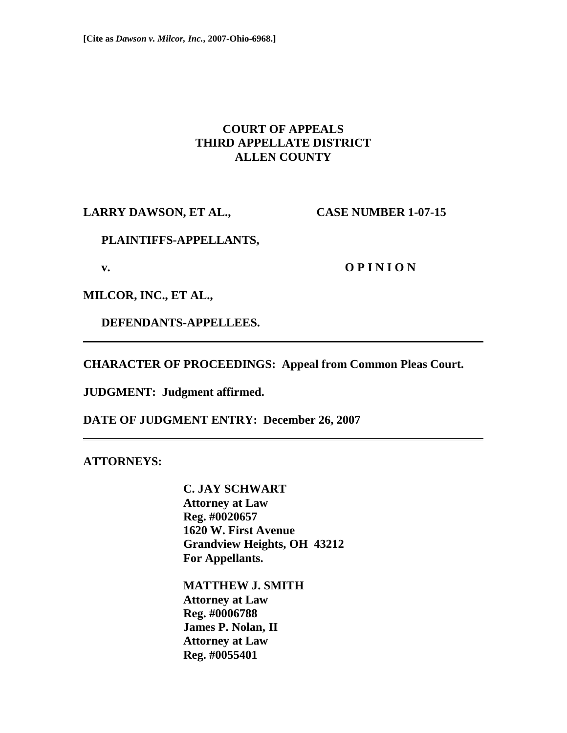[Cite as *Dawson v. Milcor, Inc.*, 2007-Ohio-6968.]

**COURT OF APPEALS**
**THIRD APPELLATE DISTRICT**
**ALLEN COUNTY**

**LARRY DAWSON, ET AL.,** **CASE NUMBER 1-07-15**

**PLAINTIFFS-APPELLANTS,**

**v.** **O P I N I O N**

**MILCOR, INC., ET AL.,**

**DEFENDANTS-APPELLEES.**

---

**CHARACTER OF PROCEEDINGS: Appeal from Common Pleas Court.**

**JUDGMENT: Judgment affirmed.**

**DATE OF JUDGMENT ENTRY: December 26, 2007**

---

**ATTORNEYS:**

**C. JAY SCHWART**
**Attorney at Law**
**Reg. #0020657**
**1620 W. First Avenue**
**Grandview Heights, OH 43212**
**For Appellants.**

**MATTHEW J. SMITH**
**Attorney at Law**
**Reg. #0006788**
**James P. Nolan, II**
**Attorney at Law**
**Reg. #0055401**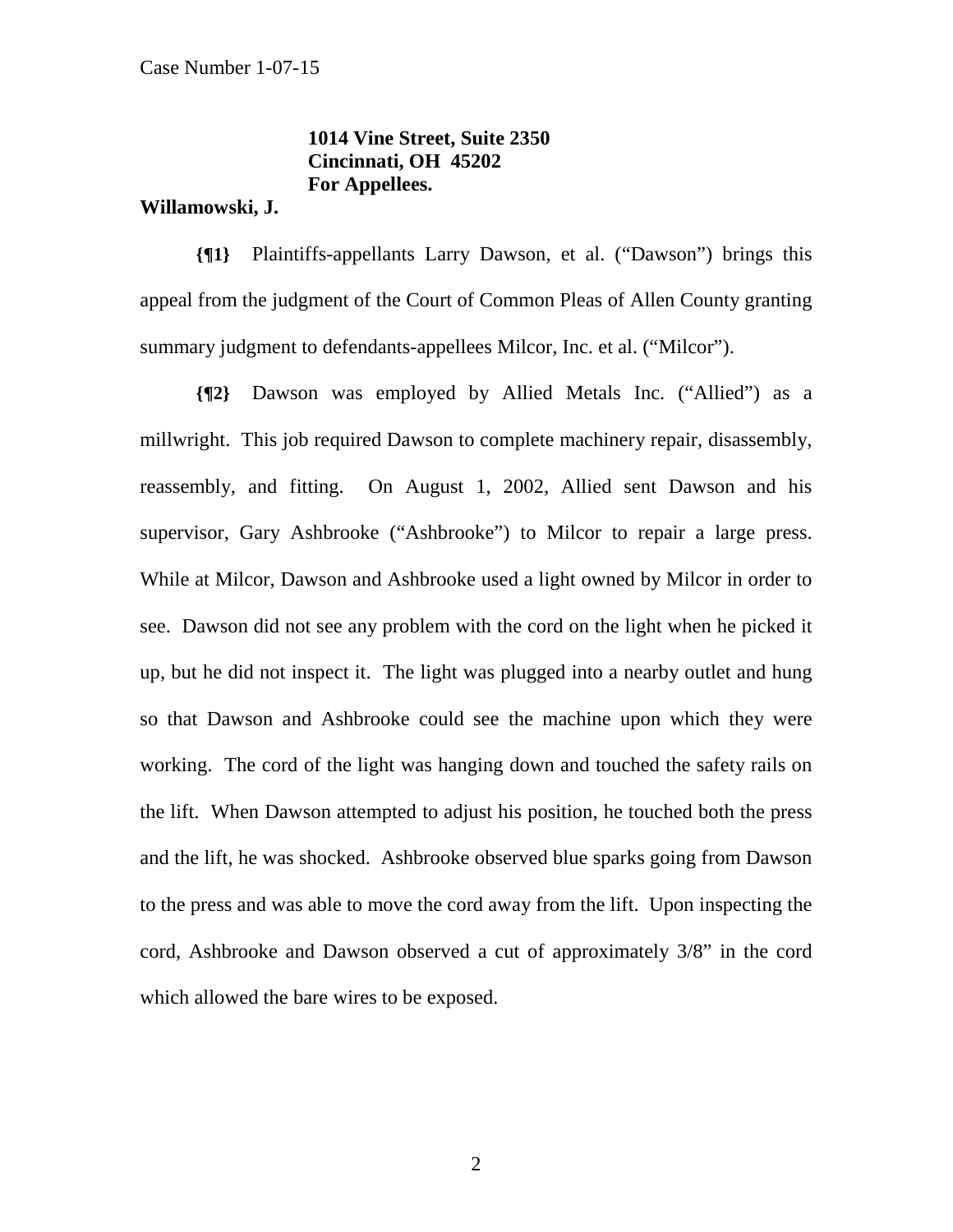**1014 Vine Street, Suite 2350**
**Cincinnati, OH 45202**
**For Appellees.**

**Willamowski, J.**

**{¶1}** Plaintiffs-appellants Larry Dawson, et al. ("Dawson") brings this appeal from the judgment of the Court of Common Pleas of Allen County granting summary judgment to defendants-appellees Milcor, Inc. et al. ("Milcor").

**{¶2}** Dawson was employed by Allied Metals Inc. ("Allied") as a millwright. This job required Dawson to complete machinery repair, disassembly, reassembly, and fitting. On August 1, 2002, Allied sent Dawson and his supervisor, Gary Ashbrooke ("Ashbrooke") to Milcor to repair a large press. While at Milcor, Dawson and Ashbrooke used a light owned by Milcor in order to see. Dawson did not see any problem with the cord on the light when he picked it up, but he did not inspect it. The light was plugged into a nearby outlet and hung so that Dawson and Ashbrooke could see the machine upon which they were working. The cord of the light was hanging down and touched the safety rails on the lift. When Dawson attempted to adjust his position, he touched both the press and the lift, he was shocked. Ashbrooke observed blue sparks going from Dawson to the press and was able to move the cord away from the lift. Upon inspecting the cord, Ashbrooke and Dawson observed a cut of approximately 3/8" in the cord which allowed the bare wires to be exposed.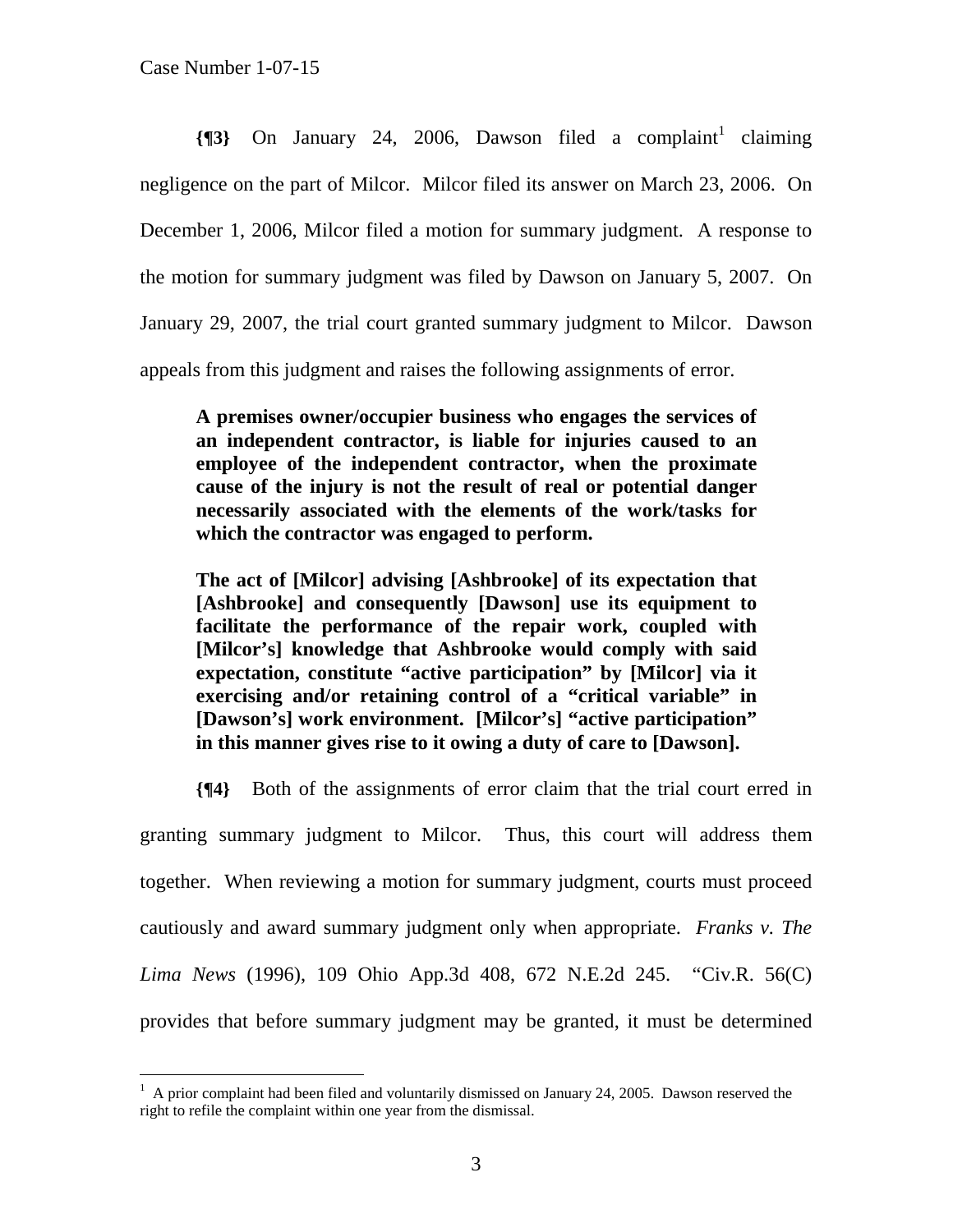**{¶3}** On January 24, 2006, Dawson filed a complaint[1] claiming negligence on the part of Milcor. Milcor filed its answer on March 23, 2006. On December 1, 2006, Milcor filed a motion for summary judgment. A response to the motion for summary judgment was filed by Dawson on January 5, 2007. On January 29, 2007, the trial court granted summary judgment to Milcor. Dawson appeals from this judgment and raises the following assignments of error.

> **A premises owner/occupier business who engages the services of an independent contractor, is liable for injuries caused to an employee of the independent contractor, when the proximate cause of the injury is not the result of real or potential danger necessarily associated with the elements of the work/tasks for which the contractor was engaged to perform.**
>
> **The act of [Milcor] advising [Ashbrooke] of its expectation that [Ashbrooke] and consequently [Dawson] use its equipment to facilitate the performance of the repair work, coupled with [Milcor's] knowledge that Ashbrooke would comply with said expectation, constitute "active participation" by [Milcor] via it exercising and/or retaining control of a "critical variable" in [Dawson's] work environment. [Milcor's] "active participation" in this manner gives rise to it owing a duty of care to [Dawson].**

**{¶4}** Both of the assignments of error claim that the trial court erred in granting summary judgment to Milcor. Thus, this court will address them together. When reviewing a motion for summary judgment, courts must proceed cautiously and award summary judgment only when appropriate. *Franks v. The Lima News* (1996), 109 Ohio App.3d 408, 672 N.E.2d 245. "Civ.R. 56(C) provides that before summary judgment may be granted, it must be determined

[1] A prior complaint had been filed and voluntarily dismissed on January 24, 2005. Dawson reserved the right to refile the complaint within one year from the dismissal.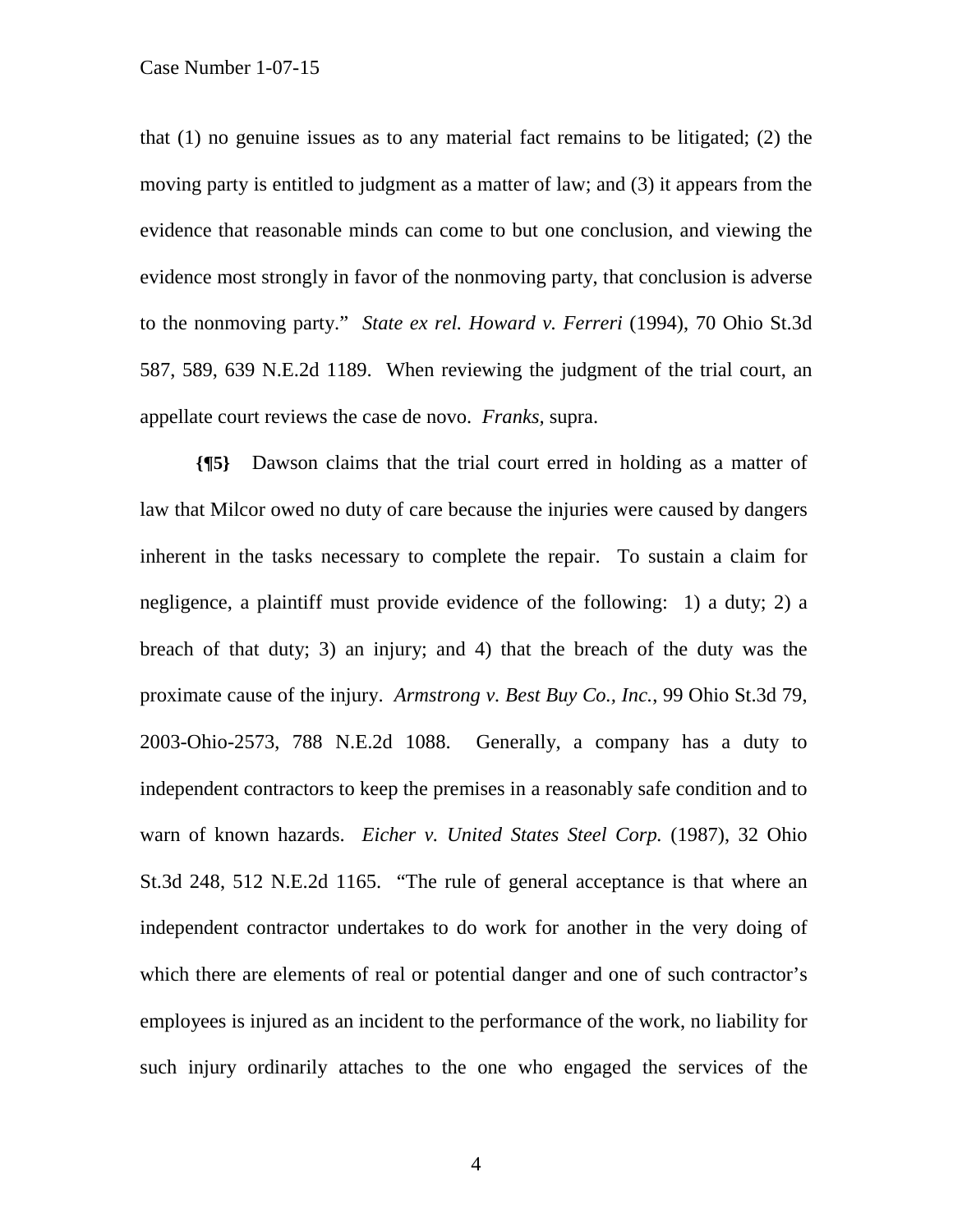that (1) no genuine issues as to any material fact remains to be litigated; (2) the moving party is entitled to judgment as a matter of law; and (3) it appears from the evidence that reasonable minds can come to but one conclusion, and viewing the evidence most strongly in favor of the nonmoving party, that conclusion is adverse to the nonmoving party." *State ex rel. Howard v. Ferreri* (1994), 70 Ohio St.3d 587, 589, 639 N.E.2d 1189. When reviewing the judgment of the trial court, an appellate court reviews the case de novo. *Franks*, supra.

**{¶5}** Dawson claims that the trial court erred in holding as a matter of law that Milcor owed no duty of care because the injuries were caused by dangers inherent in the tasks necessary to complete the repair. To sustain a claim for negligence, a plaintiff must provide evidence of the following: 1) a duty; 2) a breach of that duty; 3) an injury; and 4) that the breach of the duty was the proximate cause of the injury. *Armstrong v. Best Buy Co., Inc.*, 99 Ohio St.3d 79, 2003-Ohio-2573, 788 N.E.2d 1088. Generally, a company has a duty to independent contractors to keep the premises in a reasonably safe condition and to warn of known hazards. *Eicher v. United States Steel Corp.* (1987), 32 Ohio St.3d 248, 512 N.E.2d 1165. "The rule of general acceptance is that where an independent contractor undertakes to do work for another in the very doing of which there are elements of real or potential danger and one of such contractor's employees is injured as an incident to the performance of the work, no liability for such injury ordinarily attaches to the one who engaged the services of the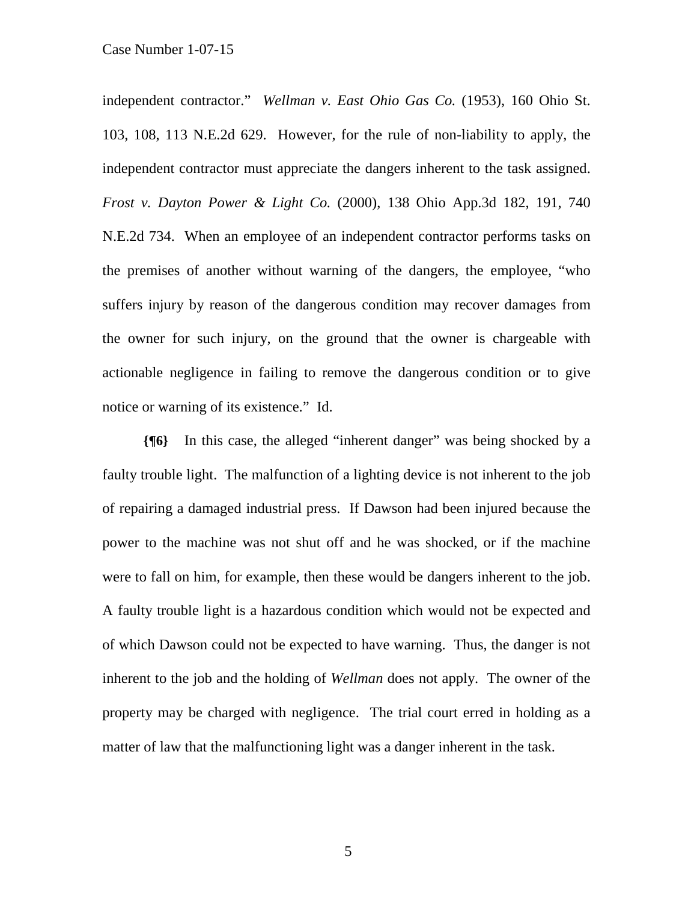independent contractor." *Wellman v. East Ohio Gas Co.* (1953), 160 Ohio St. 103, 108, 113 N.E.2d 629. However, for the rule of non-liability to apply, the independent contractor must appreciate the dangers inherent to the task assigned. *Frost v. Dayton Power & Light Co.* (2000), 138 Ohio App.3d 182, 191, 740 N.E.2d 734. When an employee of an independent contractor performs tasks on the premises of another without warning of the dangers, the employee, "who suffers injury by reason of the dangerous condition may recover damages from the owner for such injury, on the ground that the owner is chargeable with actionable negligence in failing to remove the dangerous condition or to give notice or warning of its existence." Id.

**{¶6}** In this case, the alleged "inherent danger" was being shocked by a faulty trouble light. The malfunction of a lighting device is not inherent to the job of repairing a damaged industrial press. If Dawson had been injured because the power to the machine was not shut off and he was shocked, or if the machine were to fall on him, for example, then these would be dangers inherent to the job. A faulty trouble light is a hazardous condition which would not be expected and of which Dawson could not be expected to have warning. Thus, the danger is not inherent to the job and the holding of *Wellman* does not apply. The owner of the property may be charged with negligence. The trial court erred in holding as a matter of law that the malfunctioning light was a danger inherent in the task.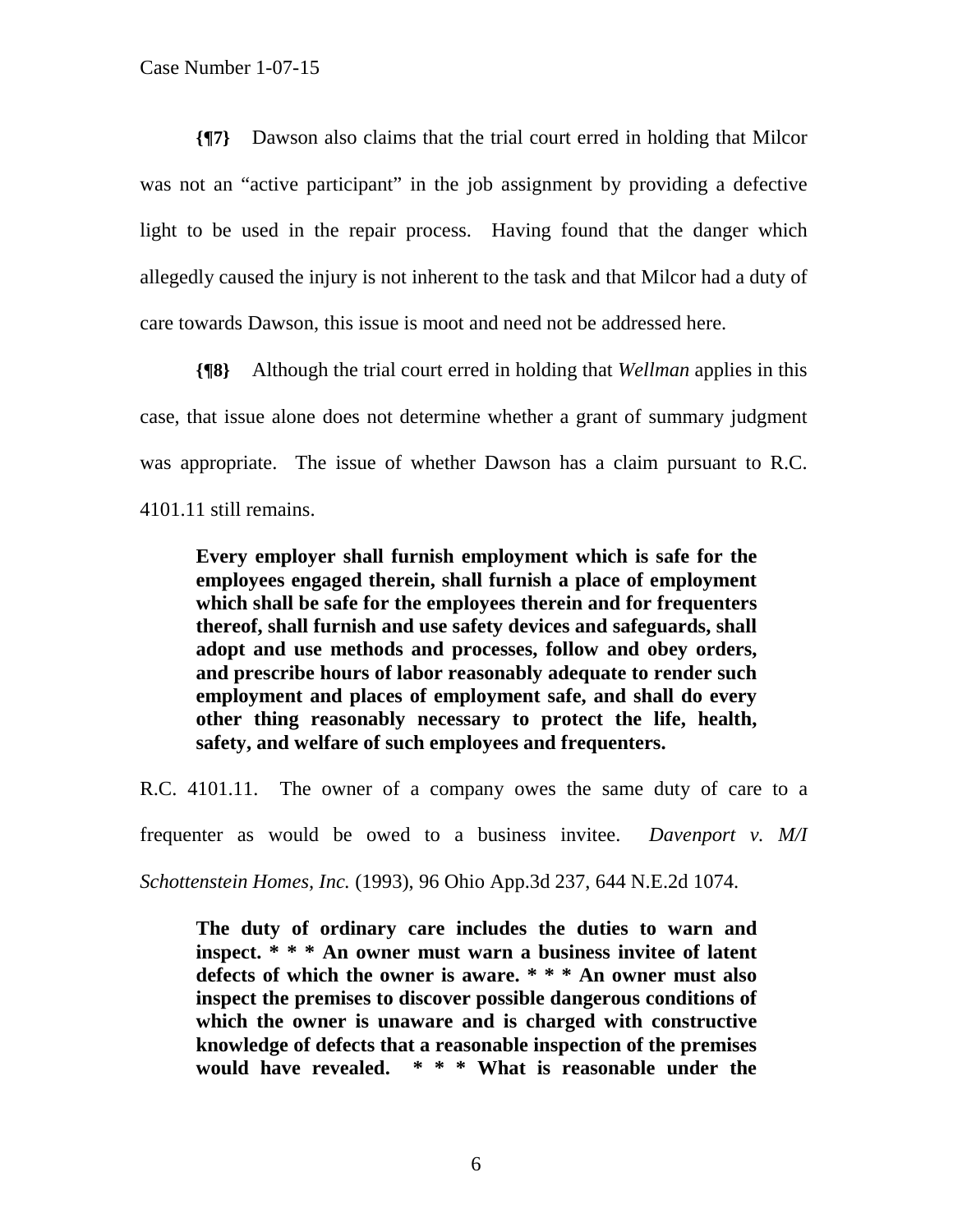**{¶7}** Dawson also claims that the trial court erred in holding that Milcor was not an "active participant" in the job assignment by providing a defective light to be used in the repair process. Having found that the danger which allegedly caused the injury is not inherent to the task and that Milcor had a duty of care towards Dawson, this issue is moot and need not be addressed here.

**{¶8}** Although the trial court erred in holding that *Wellman* applies in this case, that issue alone does not determine whether a grant of summary judgment was appropriate. The issue of whether Dawson has a claim pursuant to R.C. 4101.11 still remains.

> **Every employer shall furnish employment which is safe for the employees engaged therein, shall furnish a place of employment which shall be safe for the employees therein and for frequenters thereof, shall furnish and use safety devices and safeguards, shall adopt and use methods and processes, follow and obey orders, and prescribe hours of labor reasonably adequate to render such employment and places of employment safe, and shall do every other thing reasonably necessary to protect the life, health, safety, and welfare of such employees and frequenters.**

R.C. 4101.11. The owner of a company owes the same duty of care to a frequenter as would be owed to a business invitee. *Davenport v. M/I Schottenstein Homes, Inc.* (1993), 96 Ohio App.3d 237, 644 N.E.2d 1074.

> **The duty of ordinary care includes the duties to warn and inspect. * * * An owner must warn a business invitee of latent defects of which the owner is aware. * * * An owner must also inspect the premises to discover possible dangerous conditions of which the owner is unaware and is charged with constructive knowledge of defects that a reasonable inspection of the premises would have revealed. * * * What is reasonable under the**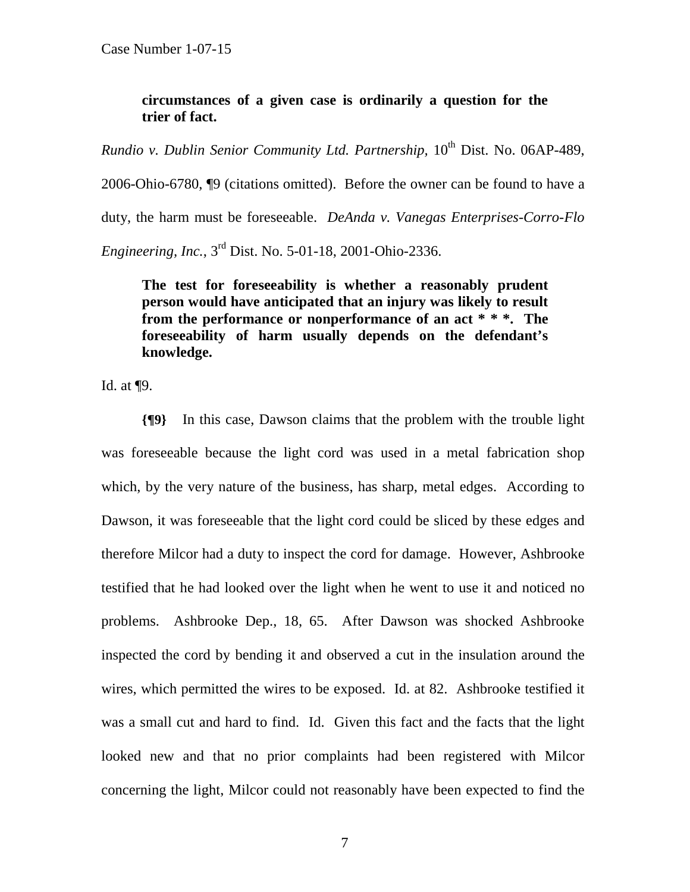> **circumstances of a given case is ordinarily a question for the trier of fact.**

*Rundio v. Dublin Senior Community Ltd. Partnership*, 10th Dist. No. 06AP-489, 2006-Ohio-6780, ¶9 (citations omitted). Before the owner can be found to have a duty, the harm must be foreseeable. *DeAnda v. Vanegas Enterprises-Corro-Flo Engineering, Inc.*, 3rd Dist. No. 5-01-18, 2001-Ohio-2336.

> **The test for foreseeability is whether a reasonably prudent person would have anticipated that an injury was likely to result from the performance or nonperformance of an act * * *. The foreseeability of harm usually depends on the defendant's knowledge.**

Id. at ¶9.

**{¶9}** In this case, Dawson claims that the problem with the trouble light was foreseeable because the light cord was used in a metal fabrication shop which, by the very nature of the business, has sharp, metal edges. According to Dawson, it was foreseeable that the light cord could be sliced by these edges and therefore Milcor had a duty to inspect the cord for damage. However, Ashbrooke testified that he had looked over the light when he went to use it and noticed no problems. Ashbrooke Dep., 18, 65. After Dawson was shocked Ashbrooke inspected the cord by bending it and observed a cut in the insulation around the wires, which permitted the wires to be exposed. Id. at 82. Ashbrooke testified it was a small cut and hard to find. Id. Given this fact and the facts that the light looked new and that no prior complaints had been registered with Milcor concerning the light, Milcor could not reasonably have been expected to find the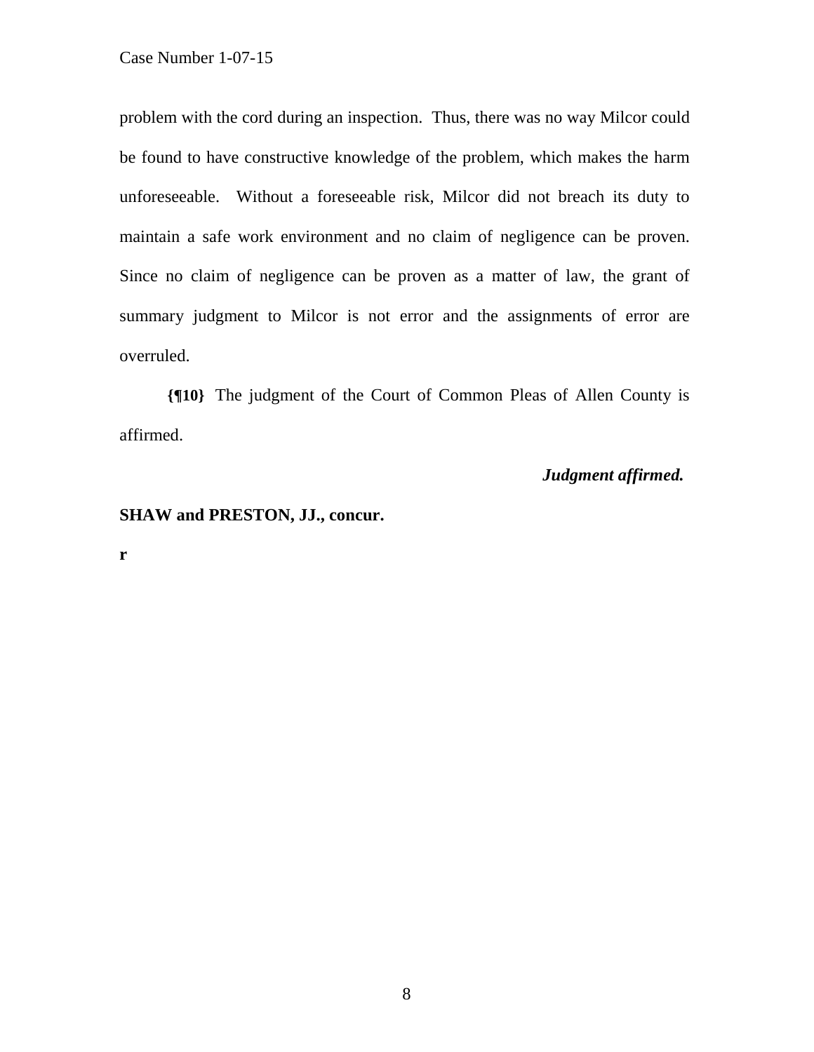problem with the cord during an inspection. Thus, there was no way Milcor could be found to have constructive knowledge of the problem, which makes the harm unforeseeable. Without a foreseeable risk, Milcor did not breach its duty to maintain a safe work environment and no claim of negligence can be proven. Since no claim of negligence can be proven as a matter of law, the grant of summary judgment to Milcor is not error and the assignments of error are overruled.

**{¶10}** The judgment of the Court of Common Pleas of Allen County is affirmed.

***Judgment affirmed.***

**SHAW and PRESTON, JJ., concur.**

**r**